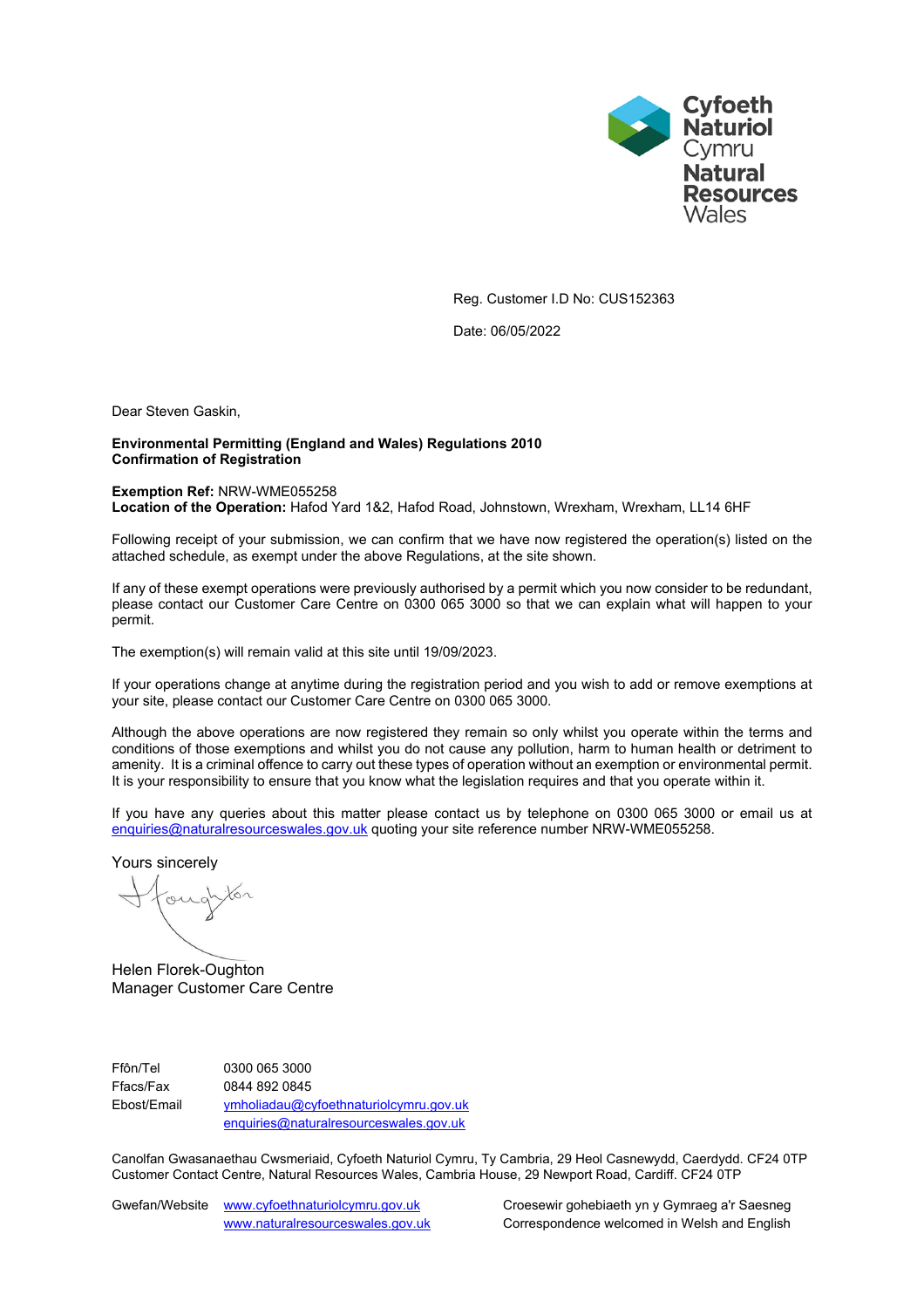Cyfoeth Naturiol Cymru
Natural Resources Wales

Reg. Customer I.D No: CUS152363

Date: 06/05/2022

Dear Steven Gaskin,

**Environmental Permitting (England and Wales) Regulations 2010**
**Confirmation of Registration**

**Exemption Ref:** NRW-WME055258
**Location of the Operation:** Hafod Yard 1&2, Hafod Road, Johnstown, Wrexham, Wrexham, LL14 6HF

Following receipt of your submission, we can confirm that we have now registered the operation(s) listed on the attached schedule, as exempt under the above Regulations, at the site shown.

If any of these exempt operations were previously authorised by a permit which you now consider to be redundant, please contact our Customer Care Centre on 0300 065 3000 so that we can explain what will happen to your permit.

The exemption(s) will remain valid at this site until 19/09/2023.

If your operations change at anytime during the registration period and you wish to add or remove exemptions at your site, please contact our Customer Care Centre on 0300 065 3000.

Although the above operations are now registered they remain so only whilst you operate within the terms and conditions of those exemptions and whilst you do not cause any pollution, harm to human health or detriment to amenity. It is a criminal offence to carry out these types of operation without an exemption or environmental permit. It is your responsibility to ensure that you know what the legislation requires and that you operate within it.

If you have any queries about this matter please contact us by telephone on 0300 065 3000 or email us at enquiries@naturalresourceswales.gov.uk quoting your site reference number NRW-WME055258.

Yours sincerely

Helen Florek-Oughton
Manager Customer Care Centre

Ffôn/Tel 0300 065 3000
Ffacs/Fax 0844 892 0845
Ebost/Email ymholiadau@cyfoethnaturiolcymru.gov.uk
enquiries@naturalresourceswales.gov.uk

Canolfan Gwasanaethau Cwsmeriaid, Cyfoeth Naturiol Cymru, Ty Cambria, 29 Heol Casnewydd, Caerdydd. CF24 0TP
Customer Contact Centre, Natural Resources Wales, Cambria House, 29 Newport Road, Cardiff. CF24 0TP

Gwefan/Website www.cyfoethnaturiolcymru.gov.uk
www.naturalresourceswales.gov.uk

Croesewir gohebiaeth yn y Gymraeg a'r Saesneg
Correspondence welcomed in Welsh and English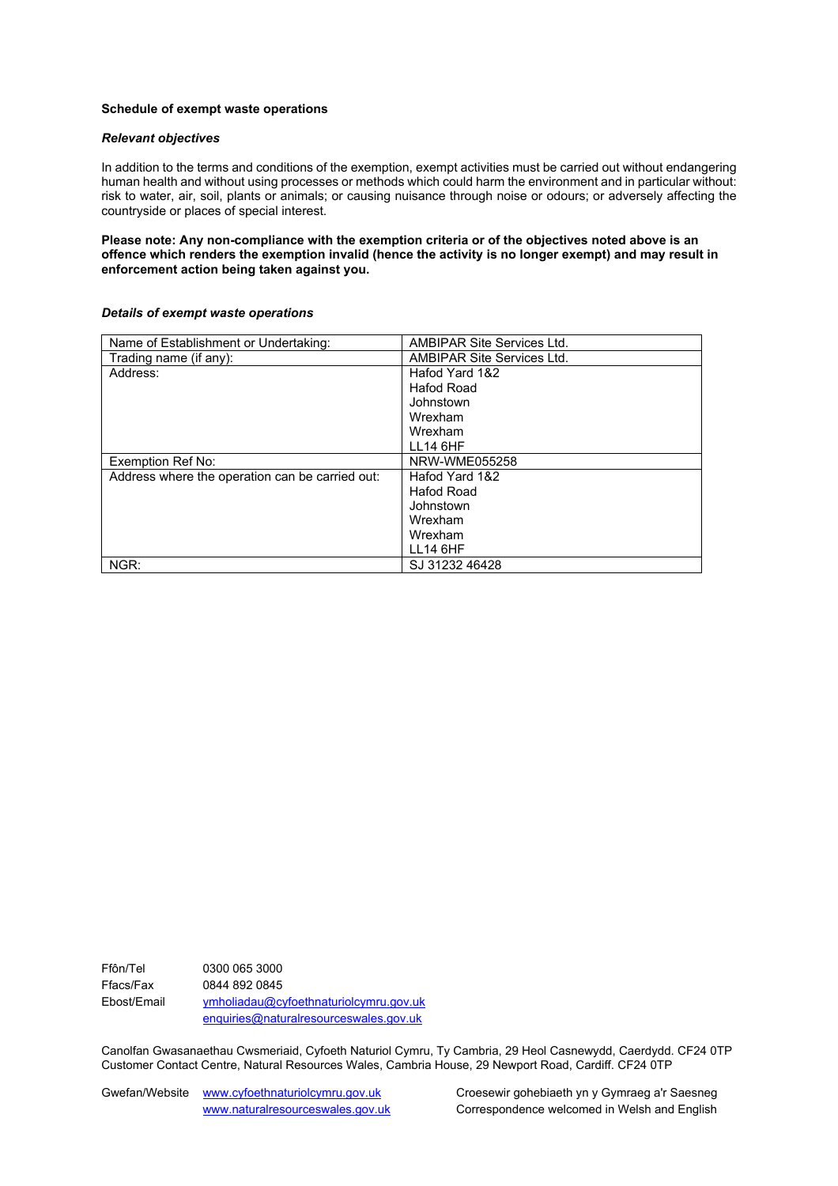**Schedule of exempt waste operations**

***Relevant objectives***

In addition to the terms and conditions of the exemption, exempt activities must be carried out without endangering human health and without using processes or methods which could harm the environment and in particular without: risk to water, air, soil, plants or animals; or causing nuisance through noise or odours; or adversely affecting the countryside or places of special interest.

**Please note: Any non-compliance with the exemption criteria or of the objectives noted above is an offence which renders the exemption invalid (hence the activity is no longer exempt) and may result in enforcement action being taken against you.**

***Details of exempt waste operations***

| | |
|---|---|
| Name of Establishment or Undertaking: | AMBIPAR Site Services Ltd. |
| Trading name (if any): | AMBIPAR Site Services Ltd. |
| Address: | Hafod Yard 1&2<br>Hafod Road<br>Johnstown<br>Wrexham<br>Wrexham<br>LL14 6HF |
| Exemption Ref No: | NRW-WME055258 |
| Address where the operation can be carried out: | Hafod Yard 1&2<br>Hafod Road<br>Johnstown<br>Wrexham<br>Wrexham<br>LL14 6HF |
| NGR: | SJ 31232 46428 |

Ffôn/Tel 0300 065 3000
Ffacs/Fax 0844 892 0845
Ebost/Email ymholiadau@cyfoethnaturiolcymru.gov.uk
enquiries@naturalresourceswales.gov.uk

Canolfan Gwasanaethau Cwsmeriaid, Cyfoeth Naturiol Cymru, Ty Cambria, 29 Heol Casnewydd, Caerdydd. CF24 0TP
Customer Contact Centre, Natural Resources Wales, Cambria House, 29 Newport Road, Cardiff. CF24 0TP

Gwefan/Website www.cyfoethnaturiolcymru.gov.uk
www.naturalresourceswales.gov.uk

Croesewir gohebiaeth yn y Gymraeg a'r Saesneg
Correspondence welcomed in Welsh and English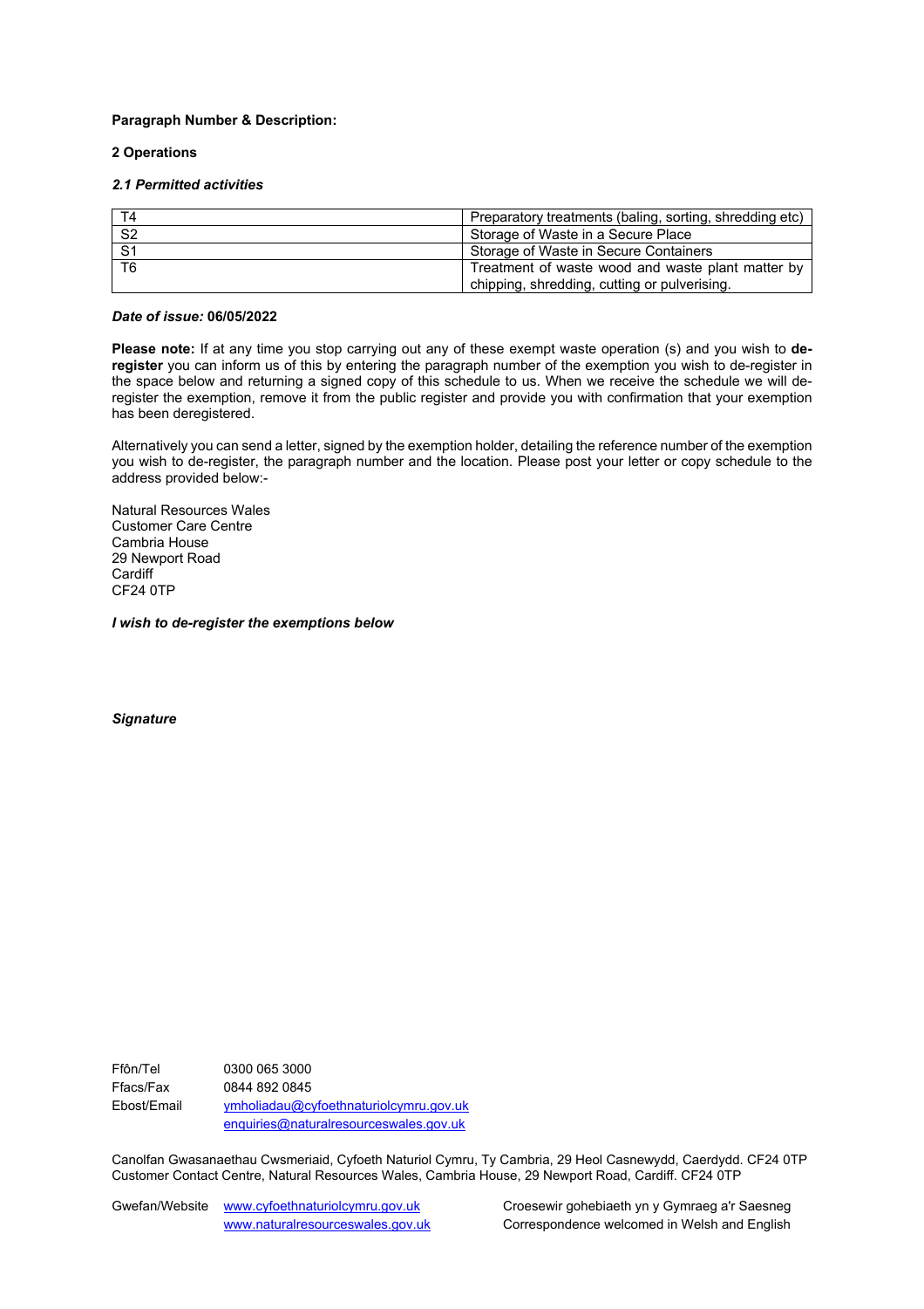**Paragraph Number & Description:**

**2 Operations**

***2.1 Permitted activities***

| | |
|---|---|
| T4 | Preparatory treatments (baling, sorting, shredding etc) |
| S2 | Storage of Waste in a Secure Place |
| S1 | Storage of Waste in Secure Containers |
| T6 | Treatment of waste wood and waste plant matter by chipping, shredding, cutting or pulverising. |

***Date of issue:*** **06/05/2022**

**Please note:** If at any time you stop carrying out any of these exempt waste operation (s) and you wish to **de-register** you can inform us of this by entering the paragraph number of the exemption you wish to de-register in the space below and returning a signed copy of this schedule to us. When we receive the schedule we will de-register the exemption, remove it from the public register and provide you with confirmation that your exemption has been deregistered.

Alternatively you can send a letter, signed by the exemption holder, detailing the reference number of the exemption you wish to de-register, the paragraph number and the location. Please post your letter or copy schedule to the address provided below:-

Natural Resources Wales
Customer Care Centre
Cambria House
29 Newport Road
Cardiff
CF24 0TP

***I wish to de-register the exemptions below***

***Signature***

Ffôn/Tel 0300 065 3000
Ffacs/Fax 0844 892 0845
Ebost/Email ymholiadau@cyfoethnaturiolcymru.gov.uk
enquiries@naturalresourceswales.gov.uk

Canolfan Gwasanaethau Cwsmeriaid, Cyfoeth Naturiol Cymru, Ty Cambria, 29 Heol Casnewydd, Caerdydd. CF24 0TP
Customer Contact Centre, Natural Resources Wales, Cambria House, 29 Newport Road, Cardiff. CF24 0TP

Gwefan/Website www.cyfoethnaturiolcymru.gov.uk
www.naturalresourceswales.gov.uk

Croesewir gohebiaeth yn y Gymraeg a'r Saesneg
Correspondence welcomed in Welsh and English